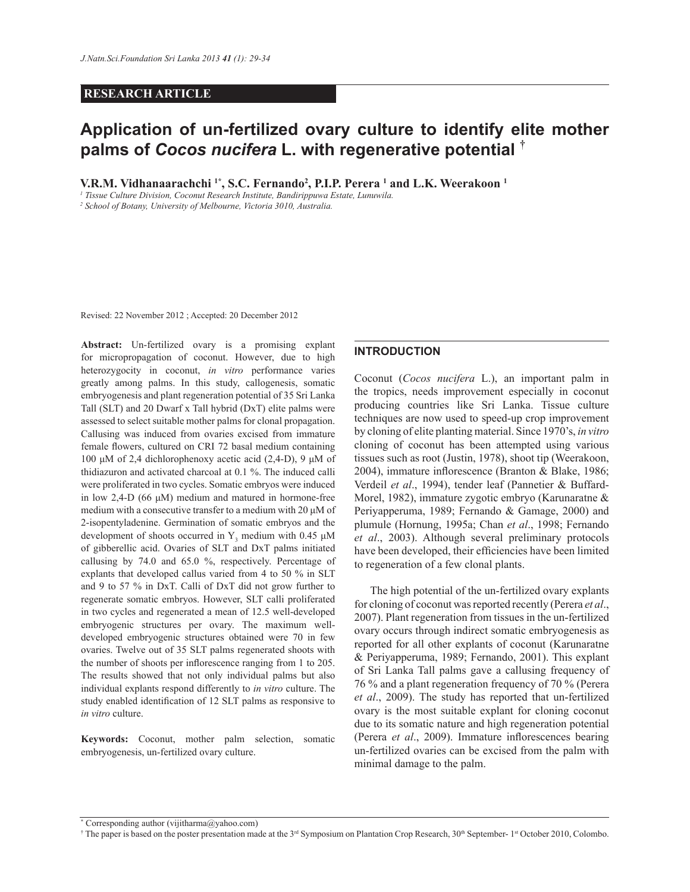RESEARCH ARTICLE

# Application of un-fertilized ovary culture to identify elite mother palms of *Cocos nucifera* L. with regenerative potential †

**V.R.M. Vidhanaarachchi [1*], S.C. Fernando[2], P.I.P. Perera [1] and L.K. Weerakoon [1]**

[1] *Tissue Culture Division, Coconut Research Institute, Bandirippuwa Estate, Lunuwila.*

[2] *School of Botany, University of Melbourne, Victoria 3010, Australia.*

Revised: 22 November 2012 ; Accepted: 20 December 2012

**Abstract:** Un-fertilized ovary is a promising explant for micropropagation of coconut. However, due to high heterozygocity in coconut, *in vitro* performance varies greatly among palms. In this study, callogenesis, somatic embryogenesis and plant regeneration potential of 35 Sri Lanka Tall (SLT) and 20 Dwarf x Tall hybrid (DxT) elite palms were assessed to select suitable mother palms for clonal propagation. Callusing was induced from ovaries excised from immature female flowers, cultured on CRI 72 basal medium containing 100 µM of 2,4 dichlorophenoxy acetic acid (2,4-D), 9 µM of thidiazuron and activated charcoal at 0.1 %. The induced calli were proliferated in two cycles. Somatic embryos were induced in low 2,4-D (66 µM) medium and matured in hormone-free medium with a consecutive transfer to a medium with 20 µM of 2-isopentyladenine. Germination of somatic embryos and the development of shoots occurred in $Y_3$ medium with 0.45 µM of gibberellic acid. Ovaries of SLT and DxT palms initiated callusing by 74.0 and 65.0 %, respectively. Percentage of explants that developed callus varied from 4 to 50 % in SLT and 9 to 57 % in DxT. Calli of DxT did not grow further to regenerate somatic embryos. However, SLT calli proliferated in two cycles and regenerated a mean of 12.5 well-developed embryogenic structures per ovary. The maximum well-developed embryogenic structures obtained were 70 in few ovaries. Twelve out of 35 SLT palms regenerated shoots with the number of shoots per inflorescence ranging from 1 to 205. The results showed that not only individual palms but also individual explants respond differently to *in vitro* culture. The study enabled identification of 12 SLT palms as responsive to *in vitro* culture.

**Keywords:** Coconut, mother palm selection, somatic embryogenesis, un-fertilized ovary culture.

## INTRODUCTION

Coconut (*Cocos nucifera* L.), an important palm in the tropics, needs improvement especially in coconut producing countries like Sri Lanka. Tissue culture techniques are now used to speed-up crop improvement by cloning of elite planting material. Since 1970's, *in vitro* cloning of coconut has been attempted using various tissues such as root (Justin, 1978), shoot tip (Weerakoon, 2004), immature inflorescence (Branton & Blake, 1986; Verdeil *et al*., 1994), tender leaf (Pannetier & Buffard-Morel, 1982), immature zygotic embryo (Karunaratne & Periyapperuma, 1989; Fernando & Gamage, 2000) and plumule (Hornung, 1995a; Chan *et al*., 1998; Fernando *et al*., 2003). Although several preliminary protocols have been developed, their efficiencies have been limited to regeneration of a few clonal plants.

The high potential of the un-fertilized ovary explants for cloning of coconut was reported recently (Perera *et al*., 2007). Plant regeneration from tissues in the un-fertilized ovary occurs through indirect somatic embryogenesis as reported for all other explants of coconut (Karunaratne & Periyapperuma, 1989; Fernando, 2001). This explant of Sri Lanka Tall palms gave a callusing frequency of 76 % and a plant regeneration frequency of 70 % (Perera *et al*., 2009). The study has reported that un-fertilized ovary is the most suitable explant for cloning coconut due to its somatic nature and high regeneration potential (Perera *et al*., 2009). Immature inflorescences bearing un-fertilized ovaries can be excised from the palm with minimal damage to the palm.

* Corresponding author (vijitharma@yahoo.com)

† The paper is based on the poster presentation made at the 3rd Symposium on Plantation Crop Research, 30th September- 1st October 2010, Colombo.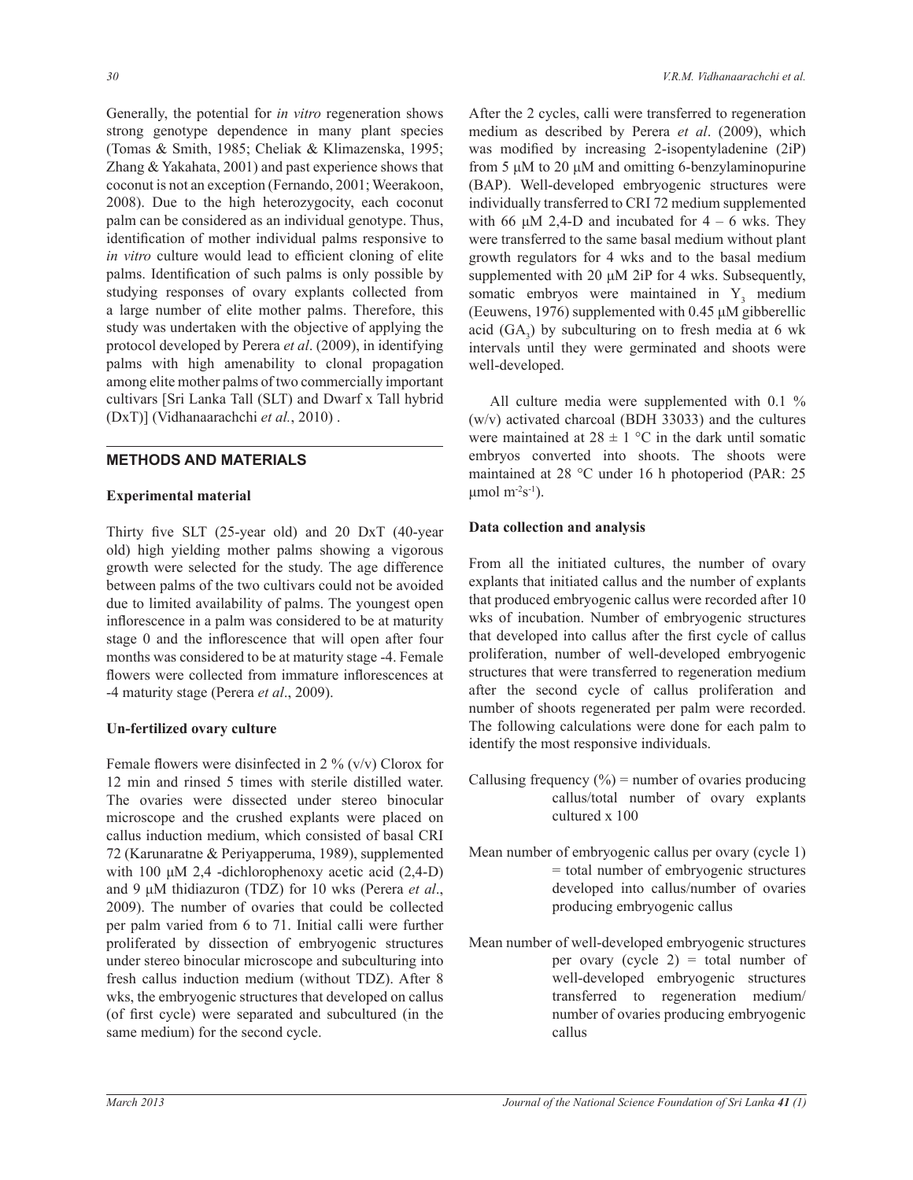Generally, the potential for *in vitro* regeneration shows strong genotype dependence in many plant species (Tomas & Smith, 1985; Cheliak & Klimazenska, 1995; Zhang & Yakahata, 2001) and past experience shows that coconut is not an exception (Fernando, 2001; Weerakoon, 2008). Due to the high heterozygocity, each coconut palm can be considered as an individual genotype. Thus, identification of mother individual palms responsive to *in vitro* culture would lead to efficient cloning of elite palms. Identification of such palms is only possible by studying responses of ovary explants collected from a large number of elite mother palms. Therefore, this study was undertaken with the objective of applying the protocol developed by Perera *et al*. (2009), in identifying palms with high amenability to clonal propagation among elite mother palms of two commercially important cultivars [Sri Lanka Tall (SLT) and Dwarf x Tall hybrid (DxT)] (Vidhanaarachchi *et al.*, 2010) .

## METHODS AND MATERIALS

### Experimental material

Thirty five SLT (25-year old) and 20 DxT (40-year old) high yielding mother palms showing a vigorous growth were selected for the study. The age difference between palms of the two cultivars could not be avoided due to limited availability of palms. The youngest open inflorescence in a palm was considered to be at maturity stage 0 and the inflorescence that will open after four months was considered to be at maturity stage -4. Female flowers were collected from immature inflorescences at -4 maturity stage (Perera *et al*., 2009).

### Un-fertilized ovary culture

Female flowers were disinfected in 2 % (v/v) Clorox for 12 min and rinsed 5 times with sterile distilled water. The ovaries were dissected under stereo binocular microscope and the crushed explants were placed on callus induction medium, which consisted of basal CRI 72 (Karunaratne & Periyapperuma, 1989), supplemented with 100 μM 2,4 -dichlorophenoxy acetic acid (2,4-D) and 9 μM thidiazuron (TDZ) for 10 wks (Perera *et al*., 2009). The number of ovaries that could be collected per palm varied from 6 to 71. Initial calli were further proliferated by dissection of embryogenic structures under stereo binocular microscope and subculturing into fresh callus induction medium (without TDZ). After 8 wks, the embryogenic structures that developed on callus (of first cycle) were separated and subcultured (in the same medium) for the second cycle.

After the 2 cycles, calli were transferred to regeneration medium as described by Perera *et al*. (2009), which was modified by increasing 2-isopentyladenine (2iP) from 5 μM to 20 μM and omitting 6-benzylaminopurine (BAP). Well-developed embryogenic structures were individually transferred to CRI 72 medium supplemented with 66 μM 2,4-D and incubated for 4 – 6 wks. They were transferred to the same basal medium without plant growth regulators for 4 wks and to the basal medium supplemented with 20 μM 2iP for 4 wks. Subsequently, somatic embryos were maintained in $Y_3$ medium (Eeuwens, 1976) supplemented with 0.45 μM gibberellic acid ($GA_3$) by subculturing on to fresh media at 6 wk intervals until they were germinated and shoots were well-developed.

All culture media were supplemented with 0.1 % (w/v) activated charcoal (BDH 33033) and the cultures were maintained at 28 ± 1 °C in the dark until somatic embryos converted into shoots. The shoots were maintained at 28 °C under 16 h photoperiod (PAR: 25 μmol $m^{-2}s^{-1}$).

### Data collection and analysis

From all the initiated cultures, the number of ovary explants that initiated callus and the number of explants that produced embryogenic callus were recorded after 10 wks of incubation. Number of embryogenic structures that developed into callus after the first cycle of callus proliferation, number of well-developed embryogenic structures that were transferred to regeneration medium after the second cycle of callus proliferation and number of shoots regenerated per palm were recorded. The following calculations were done for each palm to identify the most responsive individuals.

Callusing frequency (%) = number of ovaries producing callus/total number of ovary explants cultured x 100

Mean number of embryogenic callus per ovary (cycle 1) = total number of embryogenic structures developed into callus/number of ovaries producing embryogenic callus

Mean number of well-developed embryogenic structures per ovary (cycle 2) = total number of well-developed embryogenic structures transferred to regeneration medium/ number of ovaries producing embryogenic callus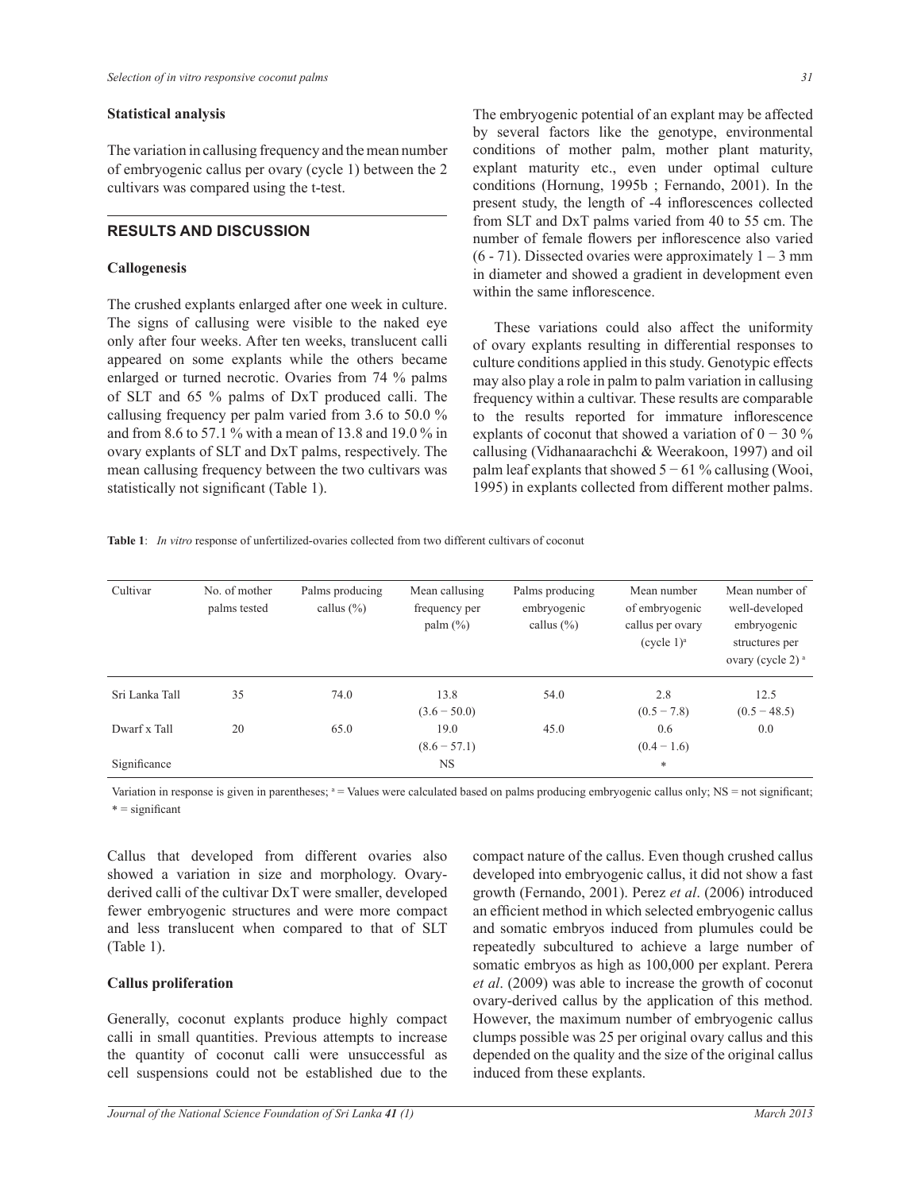### Statistical analysis

The variation in callusing frequency and the mean number of embryogenic callus per ovary (cycle 1) between the 2 cultivars was compared using the t-test.

## RESULTS AND DISCUSSION

### Callogenesis

The crushed explants enlarged after one week in culture. The signs of callusing were visible to the naked eye only after four weeks. After ten weeks, translucent calli appeared on some explants while the others became enlarged or turned necrotic. Ovaries from 74 % palms of SLT and 65 % palms of DxT produced calli. The callusing frequency per palm varied from 3.6 to 50.0 % and from 8.6 to 57.1 % with a mean of 13.8 and 19.0 % in ovary explants of SLT and DxT palms, respectively. The mean callusing frequency between the two cultivars was statistically not significant (Table 1).

The embryogenic potential of an explant may be affected by several factors like the genotype, environmental conditions of mother palm, mother plant maturity, explant maturity etc., even under optimal culture conditions (Hornung, 1995b ; Fernando, 2001). In the present study, the length of -4 inflorescences collected from SLT and DxT palms varied from 40 to 55 cm. The number of female flowers per inflorescence also varied (6 - 71). Dissected ovaries were approximately 1 – 3 mm in diameter and showed a gradient in development even within the same inflorescence.

These variations could also affect the uniformity of ovary explants resulting in differential responses to culture conditions applied in this study. Genotypic effects may also play a role in palm to palm variation in callusing frequency within a cultivar. These results are comparable to the results reported for immature inflorescence explants of coconut that showed a variation of 0 − 30 % callusing (Vidhanaarachchi & Weerakoon, 1997) and oil palm leaf explants that showed 5 − 61 % callusing (Wooi, 1995) in explants collected from different mother palms.

**Table 1**: *In vitro* response of unfertilized-ovaries collected from two different cultivars of coconut

| Cultivar | No. of mother palms tested | Palms producing callus (%) | Mean callusing frequency per palm (%) | Palms producing embryogenic callus (%) | Mean number of embryogenic callus per ovary (cycle 1)[a] | Mean number of well-developed embryogenic structures per ovary (cycle 2)[a] |
|---|---|---|---|---|---|---|
| Sri Lanka Tall | 35 | 74.0 | 13.8 (3.6 − 50.0) | 54.0 | 2.8 (0.5 − 7.8) | 12.5 (0.5 − 48.5) |
| Dwarf x Tall | 20 | 65.0 | 19.0 (8.6 − 57.1) | 45.0 | 0.6 (0.4 − 1.6) | 0.0 |
| Significance | | | NS | | * | |

Variation in response is given in parentheses; [a] = Values were calculated based on palms producing embryogenic callus only; NS = not significant; * = significant

Callus that developed from different ovaries also showed a variation in size and morphology. Ovary-derived calli of the cultivar DxT were smaller, developed fewer embryogenic structures and were more compact and less translucent when compared to that of SLT (Table 1).

### Callus proliferation

Generally, coconut explants produce highly compact calli in small quantities. Previous attempts to increase the quantity of coconut calli were unsuccessful as cell suspensions could not be established due to the compact nature of the callus. Even though crushed callus developed into embryogenic callus, it did not show a fast growth (Fernando, 2001). Perez *et al*. (2006) introduced an efficient method in which selected embryogenic callus and somatic embryos induced from plumules could be repeatedly subcultured to achieve a large number of somatic embryos as high as 100,000 per explant. Perera *et al*. (2009) was able to increase the growth of coconut ovary-derived callus by the application of this method. However, the maximum number of embryogenic callus clumps possible was 25 per original ovary callus and this depended on the quality and the size of the original callus induced from these explants.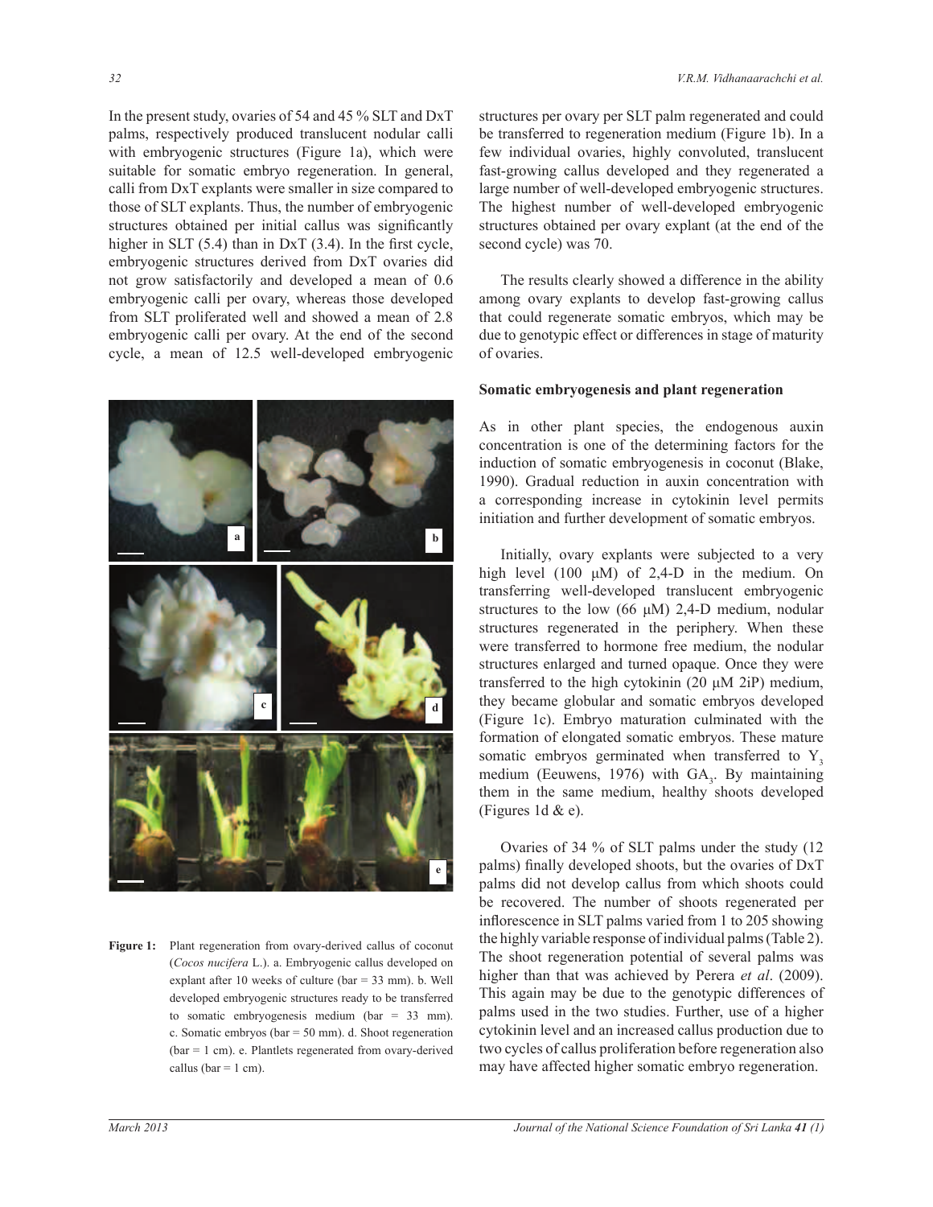In the present study, ovaries of 54 and 45 % SLT and DxT palms, respectively produced translucent nodular calli with embryogenic structures (Figure 1a), which were suitable for somatic embryo regeneration. In general, calli from DxT explants were smaller in size compared to those of SLT explants. Thus, the number of embryogenic structures obtained per initial callus was significantly higher in SLT (5.4) than in DxT (3.4). In the first cycle, embryogenic structures derived from DxT ovaries did not grow satisfactorily and developed a mean of 0.6 embryogenic calli per ovary, whereas those developed from SLT proliferated well and showed a mean of 2.8 embryogenic calli per ovary. At the end of the second cycle, a mean of 12.5 well-developed embryogenic structures per ovary per SLT palm regenerated and could be transferred to regeneration medium (Figure 1b). In a few individual ovaries, highly convoluted, translucent fast-growing callus developed and they regenerated a large number of well-developed embryogenic structures. The highest number of well-developed embryogenic structures obtained per ovary explant (at the end of the second cycle) was 70.

The results clearly showed a difference in the ability among ovary explants to develop fast-growing callus that could regenerate somatic embryos, which may be due to genotypic effect or differences in stage of maturity of ovaries.

**Figure 1:** Plant regeneration from ovary-derived callus of coconut (*Cocos nucifera* L.). a. Embryogenic callus developed on explant after 10 weeks of culture (bar = 33 mm). b. Well developed embryogenic structures ready to be transferred to somatic embryogenesis medium (bar = 33 mm). c. Somatic embryos (bar = 50 mm). d. Shoot regeneration (bar = 1 cm). e. Plantlets regenerated from ovary-derived callus (bar = 1 cm).

**Somatic embryogenesis and plant regeneration**

As in other plant species, the endogenous auxin concentration is one of the determining factors for the induction of somatic embryogenesis in coconut (Blake, 1990). Gradual reduction in auxin concentration with a corresponding increase in cytokinin level permits initiation and further development of somatic embryos.

Initially, ovary explants were subjected to a very high level (100 μM) of 2,4-D in the medium. On transferring well-developed translucent embryogenic structures to the low (66 μM) 2,4-D medium, nodular structures regenerated in the periphery. When these were transferred to hormone free medium, the nodular structures enlarged and turned opaque. Once they were transferred to the high cytokinin (20 μM 2iP) medium, they became globular and somatic embryos developed (Figure 1c). Embryo maturation culminated with the formation of elongated somatic embryos. These mature somatic embryos germinated when transferred to $Y_3$ medium (Eeuwens, 1976) with $GA_3$. By maintaining them in the same medium, healthy shoots developed (Figures 1d & e).

Ovaries of 34 % of SLT palms under the study (12 palms) finally developed shoots, but the ovaries of DxT palms did not develop callus from which shoots could be recovered. The number of shoots regenerated per inflorescence in SLT palms varied from 1 to 205 showing the highly variable response of individual palms (Table 2). The shoot regeneration potential of several palms was higher than that was achieved by Perera *et al*. (2009). This again may be due to the genotypic differences of palms used in the two studies. Further, use of a higher cytokinin level and an increased callus production due to two cycles of callus proliferation before regeneration also may have affected higher somatic embryo regeneration.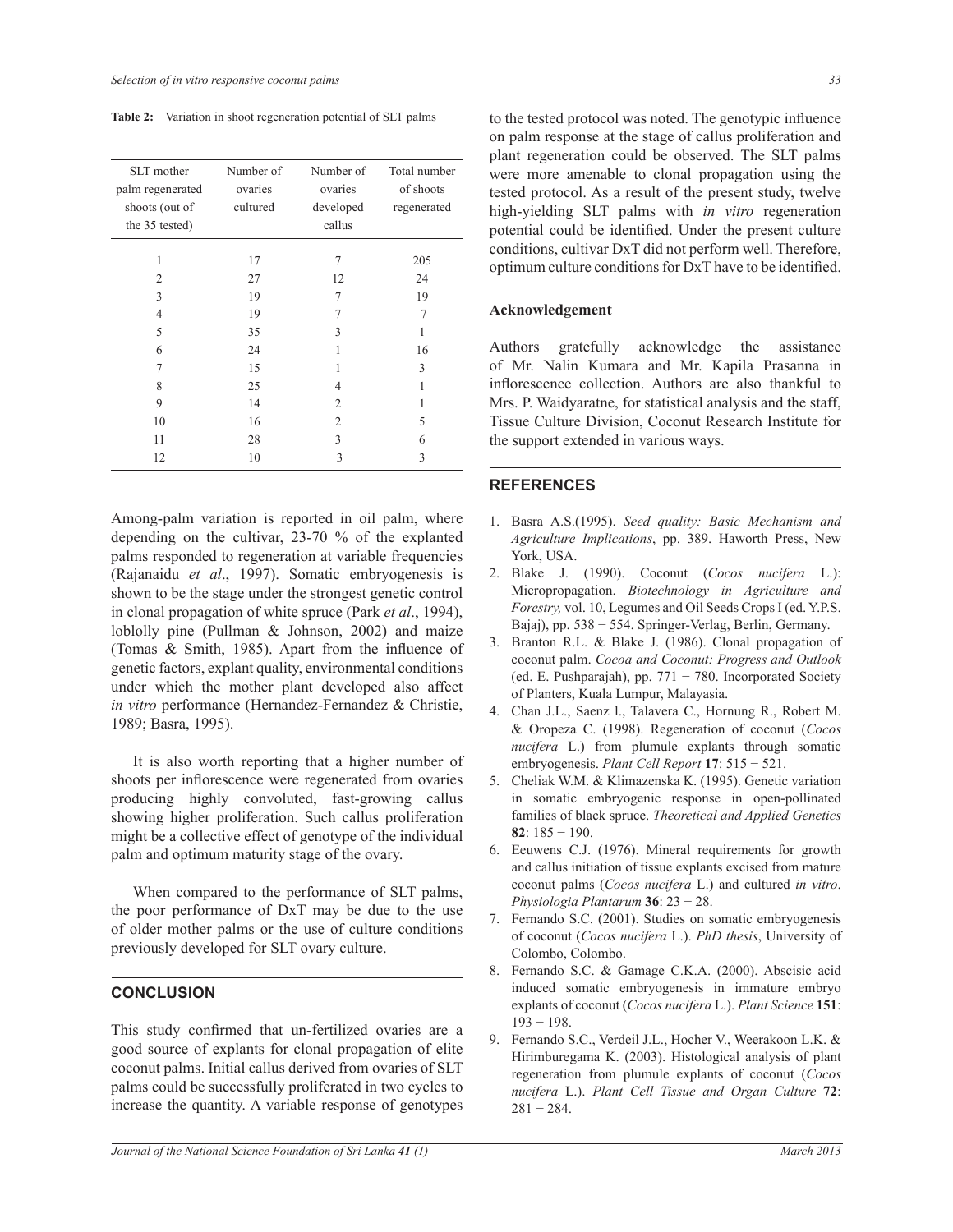**Table 2:** Variation in shoot regeneration potential of SLT palms

| SLT mother palm regenerated shoots (out of the 35 tested) | Number of ovaries cultured | Number of ovaries developed callus | Total number of shoots regenerated |
|---|---|---|---|
| 1 | 17 | 7 | 205 |
| 2 | 27 | 12 | 24 |
| 3 | 19 | 7 | 19 |
| 4 | 19 | 7 | 7 |
| 5 | 35 | 3 | 1 |
| 6 | 24 | 1 | 16 |
| 7 | 15 | 1 | 3 |
| 8 | 25 | 4 | 1 |
| 9 | 14 | 2 | 1 |
| 10 | 16 | 2 | 5 |
| 11 | 28 | 3 | 6 |
| 12 | 10 | 3 | 3 |

Among-palm variation is reported in oil palm, where depending on the cultivar, 23-70 % of the explanted palms responded to regeneration at variable frequencies (Rajanaidu *et al*., 1997). Somatic embryogenesis is shown to be the stage under the strongest genetic control in clonal propagation of white spruce (Park *et al*., 1994), loblolly pine (Pullman & Johnson, 2002) and maize (Tomas & Smith, 1985). Apart from the influence of genetic factors, explant quality, environmental conditions under which the mother plant developed also affect *in vitro* performance (Hernandez-Fernandez & Christie, 1989; Basra, 1995).

It is also worth reporting that a higher number of shoots per inflorescence were regenerated from ovaries producing highly convoluted, fast-growing callus showing higher proliferation. Such callus proliferation might be a collective effect of genotype of the individual palm and optimum maturity stage of the ovary.

When compared to the performance of SLT palms, the poor performance of DxT may be due to the use of older mother palms or the use of culture conditions previously developed for SLT ovary culture.

## CONCLUSION

This study confirmed that un-fertilized ovaries are a good source of explants for clonal propagation of elite coconut palms. Initial callus derived from ovaries of SLT palms could be successfully proliferated in two cycles to increase the quantity. A variable response of genotypes to the tested protocol was noted. The genotypic influence on palm response at the stage of callus proliferation and plant regeneration could be observed. The SLT palms were more amenable to clonal propagation using the tested protocol. As a result of the present study, twelve high-yielding SLT palms with *in vitro* regeneration potential could be identified. Under the present culture conditions, cultivar DxT did not perform well. Therefore, optimum culture conditions for DxT have to be identified.

### Acknowledgement

Authors gratefully acknowledge the assistance of Mr. Nalin Kumara and Mr. Kapila Prasanna in inflorescence collection. Authors are also thankful to Mrs. P. Waidyaratne, for statistical analysis and the staff, Tissue Culture Division, Coconut Research Institute for the support extended in various ways.

## REFERENCES

1. Basra A.S.(1995). *Seed quality: Basic Mechanism and Agriculture Implications*, pp. 389. Haworth Press, New York, USA.
2. Blake J. (1990). Coconut (*Cocos nucifera* L.): Micropropagation. *Biotechnology in Agriculture and Forestry,* vol. 10, Legumes and Oil Seeds Crops I (ed. Y.P.S. Bajaj), pp. 538 − 554. Springer-Verlag, Berlin, Germany.
3. Branton R.L. & Blake J. (1986). Clonal propagation of coconut palm. *Cocoa and Coconut: Progress and Outlook* (ed. E. Pushparajah), pp. 771 − 780. Incorporated Society of Planters, Kuala Lumpur, Malayasia.
4. Chan J.L., Saenz l., Talavera C., Hornung R., Robert M. & Oropeza C. (1998). Regeneration of coconut (*Cocos nucifera* L.) from plumule explants through somatic embryogenesis. *Plant Cell Report* **17**: 515 − 521.
5. Cheliak W.M. & Klimazenska K. (1995). Genetic variation in somatic embryogenic response in open-pollinated families of black spruce. *Theoretical and Applied Genetics* **82**: 185 − 190.
6. Eeuwens C.J. (1976). Mineral requirements for growth and callus initiation of tissue explants excised from mature coconut palms (*Cocos nucifera* L.) and cultured *in vitro*. *Physiologia Plantarum* **36**: 23 − 28.
7. Fernando S.C. (2001). Studies on somatic embryogenesis of coconut (*Cocos nucifera* L.). *PhD thesis*, University of Colombo, Colombo.
8. Fernando S.C. & Gamage C.K.A. (2000). Abscisic acid induced somatic embryogenesis in immature embryo explants of coconut (*Cocos nucifera* L.). *Plant Science* **151**: 193 − 198.
9. Fernando S.C., Verdeil J.L., Hocher V., Weerakoon L.K. & Hirimburegama K. (2003). Histological analysis of plant regeneration from plumule explants of coconut (*Cocos nucifera* L.). *Plant Cell Tissue and Organ Culture* **72**: 281 − 284.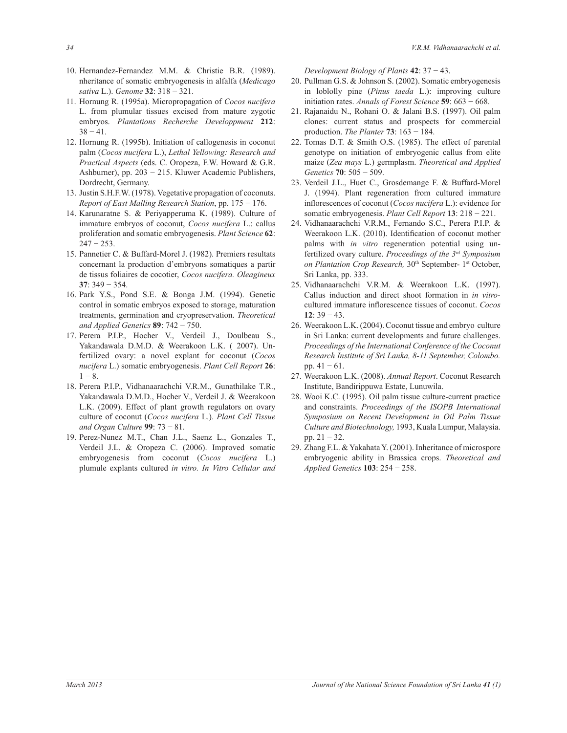10. Hernandez-Fernandez M.M. & Christie B.R. (1989). nheritance of somatic embryogenesis in alfalfa (*Medicago sativa* L.). *Genome* **32**: 318 − 321.
11. Hornung R. (1995a). Micropropagation of *Cocos nucifera* L. from plumular tissues excised from mature zygotic embryos. *Plantations Recherche Developpment* **212**: 38 − 41.
12. Hornung R. (1995b). Initiation of callogenesis in coconut palm (*Cocos nucifera* L.), *Lethal Yellowing: Research and Practical Aspects* (eds. C. Oropeza, F.W. Howard & G.R. Ashburner), pp. 203 − 215. Kluwer Academic Publishers, Dordrecht, Germany.
13. Justin S.H.F.W. (1978). Vegetative propagation of coconuts. *Report of East Malling Research Station*, pp. 175 − 176.
14. Karunaratne S. & Periyapperuma K. (1989). Culture of immature embryos of coconut, *Cocos nucifera* L.: callus proliferation and somatic embryogenesis. *Plant Science* **62**: 247 − 253.
15. Pannetier C. & Buffard-Morel J. (1982). Premiers resultats concernant la production d'embryons somatiques a partir de tissus foliaires de cocotier, *Cocos nucifera. Oleagineux* **37**: 349 − 354.
16. Park Y.S., Pond S.E. & Bonga J.M. (1994). Genetic control in somatic embryos exposed to storage, maturation treatments, germination and cryopreservation. *Theoretical and Applied Genetics* **89**: 742 − 750.
17. Perera P.I.P., Hocher V., Verdeil J., Doulbeau S., Yakandawala D.M.D. & Weerakoon L.K. ( 2007). Unfertilized ovary: a novel explant for coconut (*Cocos nucifera* L.) somatic embryogenesis. *Plant Cell Report* **26**: 1 − 8.
18. Perera P.I.P., Vidhanaarachchi V.R.M., Gunathilake T.R., Yakandawala D.M.D., Hocher V., Verdeil J. & Weerakoon L.K. (2009). Effect of plant growth regulators on ovary culture of coconut (*Cocos nucifera* L.). *Plant Cell Tissue and Organ Culture* **99**: 73 − 81.
19. Perez-Nunez M.T., Chan J.L., Saenz L., Gonzales T., Verdeil J.L. & Oropeza C. (2006). Improved somatic embryogenesis from coconut (*Cocos nucifera* L.) plumule explants cultured *in vitro. In Vitro Cellular and Development Biology of Plants* **42**: 37 − 43.
20. Pullman G.S. & Johnson S. (2002). Somatic embryogenesis in loblolly pine (*Pinus taeda* L.): improving culture initiation rates. *Annals of Forest Science* **59**: 663 − 668.
21. Rajanaidu N., Rohani O. & Jalani B.S. (1997). Oil palm clones: current status and prospects for commercial production. *The Planter* **73**: 163 − 184.
22. Tomas D.T. & Smith O.S. (1985). The effect of parental genotype on initiation of embryogenic callus from elite maize (*Zea mays* L.) germplasm. *Theoretical and Applied Genetics* **70**: 505 − 509.
23. Verdeil J.L., Huet C., Grosdemange F. & Buffard-Morel J. (1994). Plant regeneration from cultured immature inflorescences of coconut (*Cocos nucifera* L.): evidence for somatic embryogenesis. *Plant Cell Report* **13**: 218 − 221.
24. Vidhanaarachchi V.R.M., Fernando S.C., Perera P.I.P. & Weerakoon L.K. (2010). Identification of coconut mother palms with *in vitro* regeneration potential using unfertilized ovary culture. *Proceedings of the 3rd Symposium on Plantation Crop Research,* 30th September- 1st October, Sri Lanka, pp. 333.
25. Vidhanaarachchi V.R.M. & Weerakoon L.K. (1997). Callus induction and direct shoot formation in *in vitro*-cultured immature inflorescence tissues of coconut. *Cocos* **12**: 39 − 43.
26. Weerakoon L.K. (2004). Coconut tissue and embryo culture in Sri Lanka: current developments and future challenges. *Proceedings of the International Conference of the Coconut Research Institute of Sri Lanka, 8-11 September, Colombo.* pp. 41 − 61.
27. Weerakoon L.K. (2008). *Annual Report*. Coconut Research Institute, Bandirippuwa Estate, Lunuwila.
28. Wooi K.C. (1995). Oil palm tissue culture-current practice and constraints. *Proceedings of the ISOPB International Symposium on Recent Development in Oil Palm Tissue Culture and Biotechnology,* 1993, Kuala Lumpur, Malaysia. pp. 21 − 32.
29. Zhang F.L. & Yakahata Y. (2001). Inheritance of microspore embryogenic ability in Brassica crops. *Theoretical and Applied Genetics* **103**: 254 − 258.